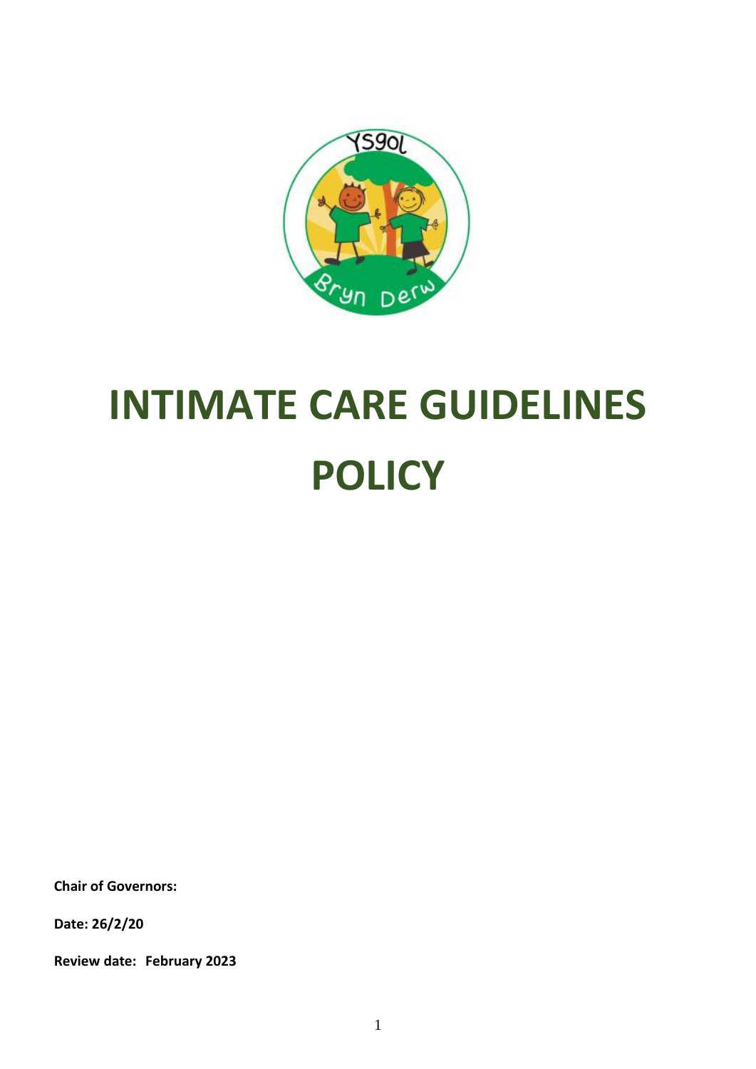# INTIMATE CARE GUIDELINES POLICY

**Chair of Governors:**

**Date: 26/2/20**

**Review date: February 2023**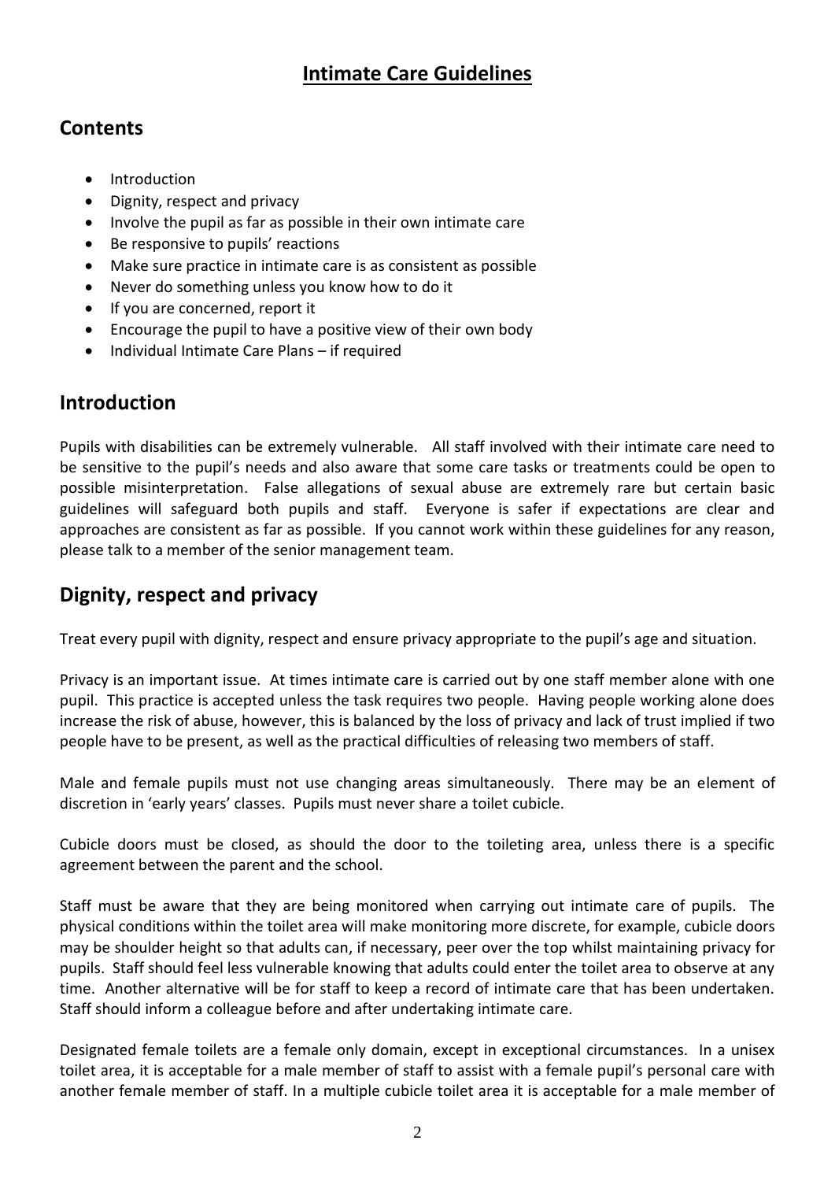# Intimate Care Guidelines

## Contents

- Introduction
- Dignity, respect and privacy
- Involve the pupil as far as possible in their own intimate care
- Be responsive to pupils' reactions
- Make sure practice in intimate care is as consistent as possible
- Never do something unless you know how to do it
- If you are concerned, report it
- Encourage the pupil to have a positive view of their own body
- Individual Intimate Care Plans – if required

## Introduction

Pupils with disabilities can be extremely vulnerable. All staff involved with their intimate care need to be sensitive to the pupil's needs and also aware that some care tasks or treatments could be open to possible misinterpretation. False allegations of sexual abuse are extremely rare but certain basic guidelines will safeguard both pupils and staff. Everyone is safer if expectations are clear and approaches are consistent as far as possible. If you cannot work within these guidelines for any reason, please talk to a member of the senior management team.

## Dignity, respect and privacy

Treat every pupil with dignity, respect and ensure privacy appropriate to the pupil's age and situation.

Privacy is an important issue. At times intimate care is carried out by one staff member alone with one pupil. This practice is accepted unless the task requires two people. Having people working alone does increase the risk of abuse, however, this is balanced by the loss of privacy and lack of trust implied if two people have to be present, as well as the practical difficulties of releasing two members of staff.

Male and female pupils must not use changing areas simultaneously. There may be an element of discretion in 'early years' classes. Pupils must never share a toilet cubicle.

Cubicle doors must be closed, as should the door to the toileting area, unless there is a specific agreement between the parent and the school.

Staff must be aware that they are being monitored when carrying out intimate care of pupils. The physical conditions within the toilet area will make monitoring more discrete, for example, cubicle doors may be shoulder height so that adults can, if necessary, peer over the top whilst maintaining privacy for pupils. Staff should feel less vulnerable knowing that adults could enter the toilet area to observe at any time. Another alternative will be for staff to keep a record of intimate care that has been undertaken. Staff should inform a colleague before and after undertaking intimate care.

Designated female toilets are a female only domain, except in exceptional circumstances. In a unisex toilet area, it is acceptable for a male member of staff to assist with a female pupil's personal care with another female member of staff. In a multiple cubicle toilet area it is acceptable for a male member of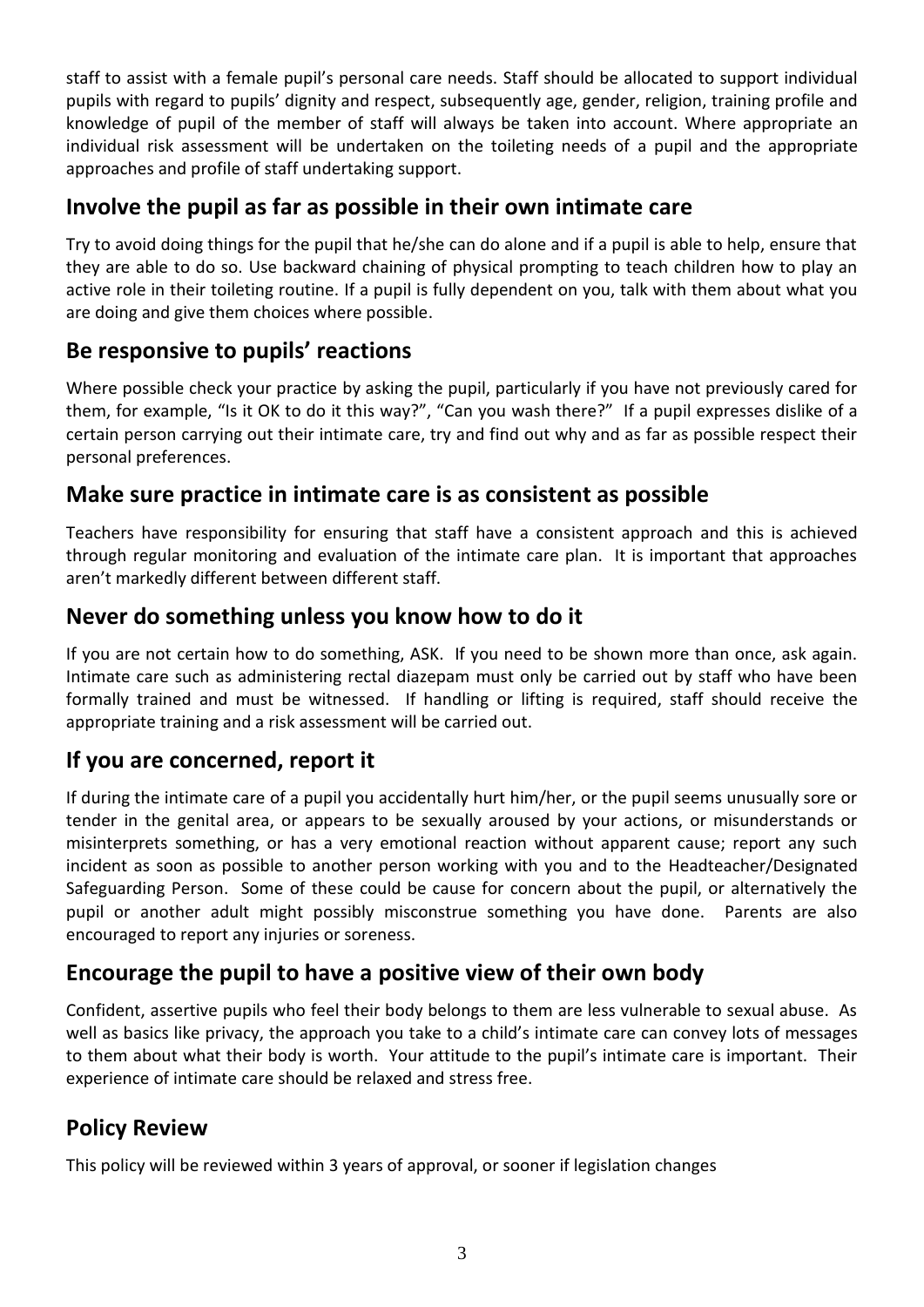staff to assist with a female pupil's personal care needs. Staff should be allocated to support individual pupils with regard to pupils' dignity and respect, subsequently age, gender, religion, training profile and knowledge of pupil of the member of staff will always be taken into account. Where appropriate an individual risk assessment will be undertaken on the toileting needs of a pupil and the appropriate approaches and profile of staff undertaking support.

## Involve the pupil as far as possible in their own intimate care

Try to avoid doing things for the pupil that he/she can do alone and if a pupil is able to help, ensure that they are able to do so. Use backward chaining of physical prompting to teach children how to play an active role in their toileting routine. If a pupil is fully dependent on you, talk with them about what you are doing and give them choices where possible.

## Be responsive to pupils' reactions

Where possible check your practice by asking the pupil, particularly if you have not previously cared for them, for example, "Is it OK to do it this way?", "Can you wash there?" If a pupil expresses dislike of a certain person carrying out their intimate care, try and find out why and as far as possible respect their personal preferences.

## Make sure practice in intimate care is as consistent as possible

Teachers have responsibility for ensuring that staff have a consistent approach and this is achieved through regular monitoring and evaluation of the intimate care plan. It is important that approaches aren't markedly different between different staff.

## Never do something unless you know how to do it

If you are not certain how to do something, ASK. If you need to be shown more than once, ask again. Intimate care such as administering rectal diazepam must only be carried out by staff who have been formally trained and must be witnessed. If handling or lifting is required, staff should receive the appropriate training and a risk assessment will be carried out.

## If you are concerned, report it

If during the intimate care of a pupil you accidentally hurt him/her, or the pupil seems unusually sore or tender in the genital area, or appears to be sexually aroused by your actions, or misunderstands or misinterprets something, or has a very emotional reaction without apparent cause; report any such incident as soon as possible to another person working with you and to the Headteacher/Designated Safeguarding Person. Some of these could be cause for concern about the pupil, or alternatively the pupil or another adult might possibly misconstrue something you have done. Parents are also encouraged to report any injuries or soreness.

## Encourage the pupil to have a positive view of their own body

Confident, assertive pupils who feel their body belongs to them are less vulnerable to sexual abuse. As well as basics like privacy, the approach you take to a child's intimate care can convey lots of messages to them about what their body is worth. Your attitude to the pupil's intimate care is important. Their experience of intimate care should be relaxed and stress free.

## Policy Review

This policy will be reviewed within 3 years of approval, or sooner if legislation changes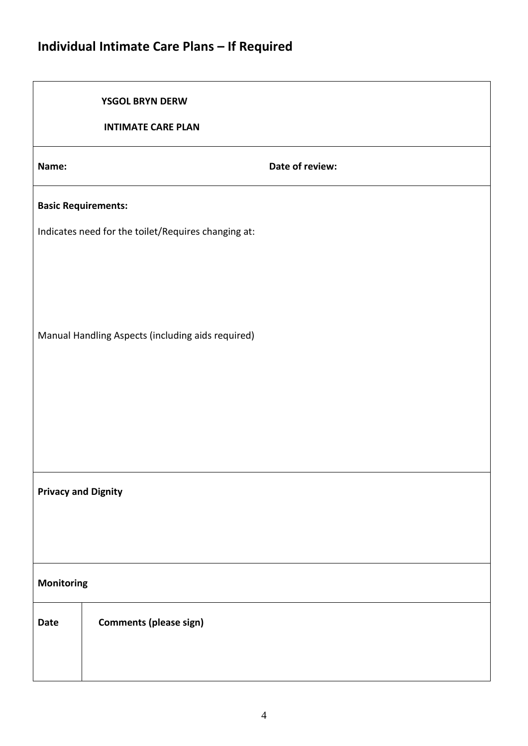# Individual Intimate Care Plans – If Required

| | |
|---|---|
| **YSGOL BRYN DERW**<br><br>**INTIMATE CARE PLAN** | |
| **Name:** | **Date of review:** |
| **Basic Requirements:**<br><br>Indicates need for the toilet/Requires changing at:<br><br>Manual Handling Aspects (including aids required) | |
| **Privacy and Dignity** | |
| **Monitoring** | |
| **Date** | **Comments (please sign)** |